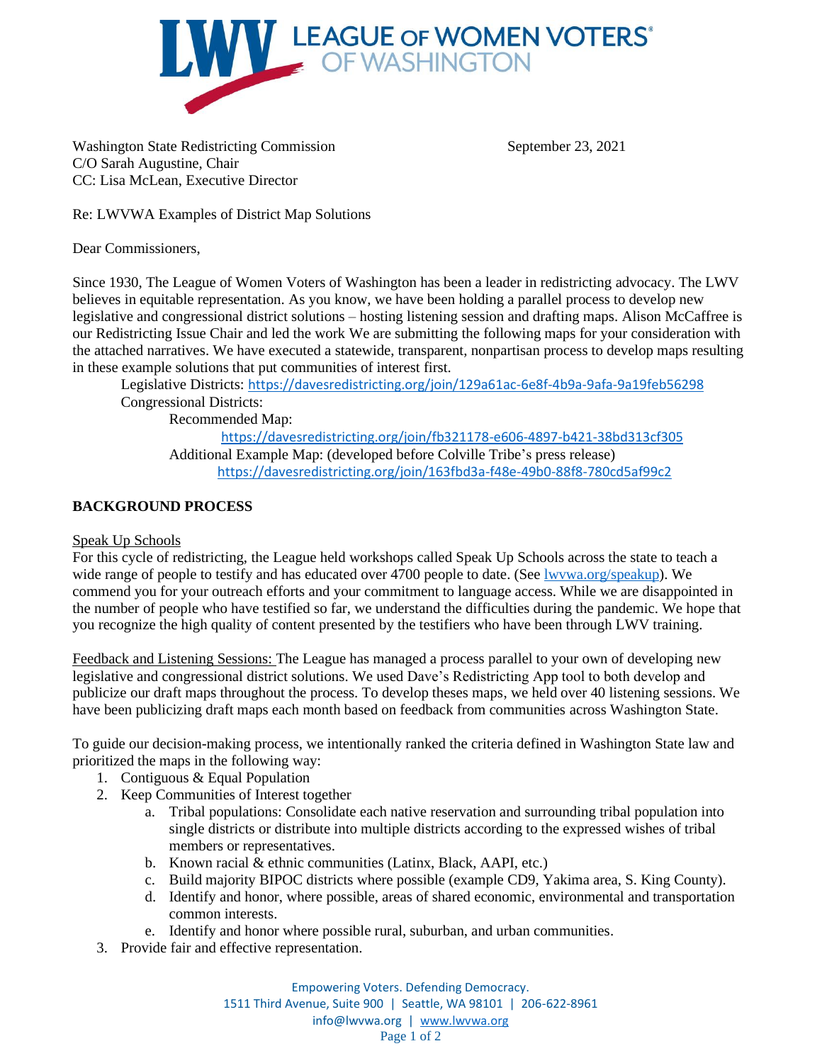Washington State Redistricting Commission
C/O Sarah Augustine, Chair
CC: Lisa McLean, Executive Director

September 23, 2021

Re: LWVWA Examples of District Map Solutions

Dear Commissioners,

Since 1930, The League of Women Voters of Washington has been a leader in redistricting advocacy. The LWV believes in equitable representation. As you know, we have been holding a parallel process to develop new legislative and congressional district solutions – hosting listening session and drafting maps. Alison McCaffree is our Redistricting Issue Chair and led the work We are submitting the following maps for your consideration with the attached narratives. We have executed a statewide, transparent, nonpartisan process to develop maps resulting in these example solutions that put communities of interest first.

Legislative Districts: https://davesredistricting.org/join/129a61ac-6e8f-4b9a-9afa-9a19feb56298

Congressional Districts:

Recommended Map:
https://davesredistricting.org/join/fb321178-e606-4897-b421-38bd313cf305

Additional Example Map: (developed before Colville Tribe's press release)
https://davesredistricting.org/join/163fbd3a-f48e-49b0-88f8-780cd5af99c2

## BACKGROUND PROCESS

Speak Up Schools

For this cycle of redistricting, the League held workshops called Speak Up Schools across the state to teach a wide range of people to testify and has educated over 4700 people to date. (See lwvwa.org/speakup). We commend you for your outreach efforts and your commitment to language access. While we are disappointed in the number of people who have testified so far, we understand the difficulties during the pandemic. We hope that you recognize the high quality of content presented by the testifiers who have been through LWV training.

Feedback and Listening Sessions: The League has managed a process parallel to your own of developing new legislative and congressional district solutions. We used Dave's Redistricting App tool to both develop and publicize our draft maps throughout the process. To develop theses maps, we held over 40 listening sessions. We have been publicizing draft maps each month based on feedback from communities across Washington State.

To guide our decision-making process, we intentionally ranked the criteria defined in Washington State law and prioritized the maps in the following way:

1. Contiguous & Equal Population
2. Keep Communities of Interest together
   a. Tribal populations: Consolidate each native reservation and surrounding tribal population into single districts or distribute into multiple districts according to the expressed wishes of tribal members or representatives.
   b. Known racial & ethnic communities (Latinx, Black, AAPI, etc.)
   c. Build majority BIPOC districts where possible (example CD9, Yakima area, S. King County).
   d. Identify and honor, where possible, areas of shared economic, environmental and transportation common interests.
   e. Identify and honor where possible rural, suburban, and urban communities.
3. Provide fair and effective representation.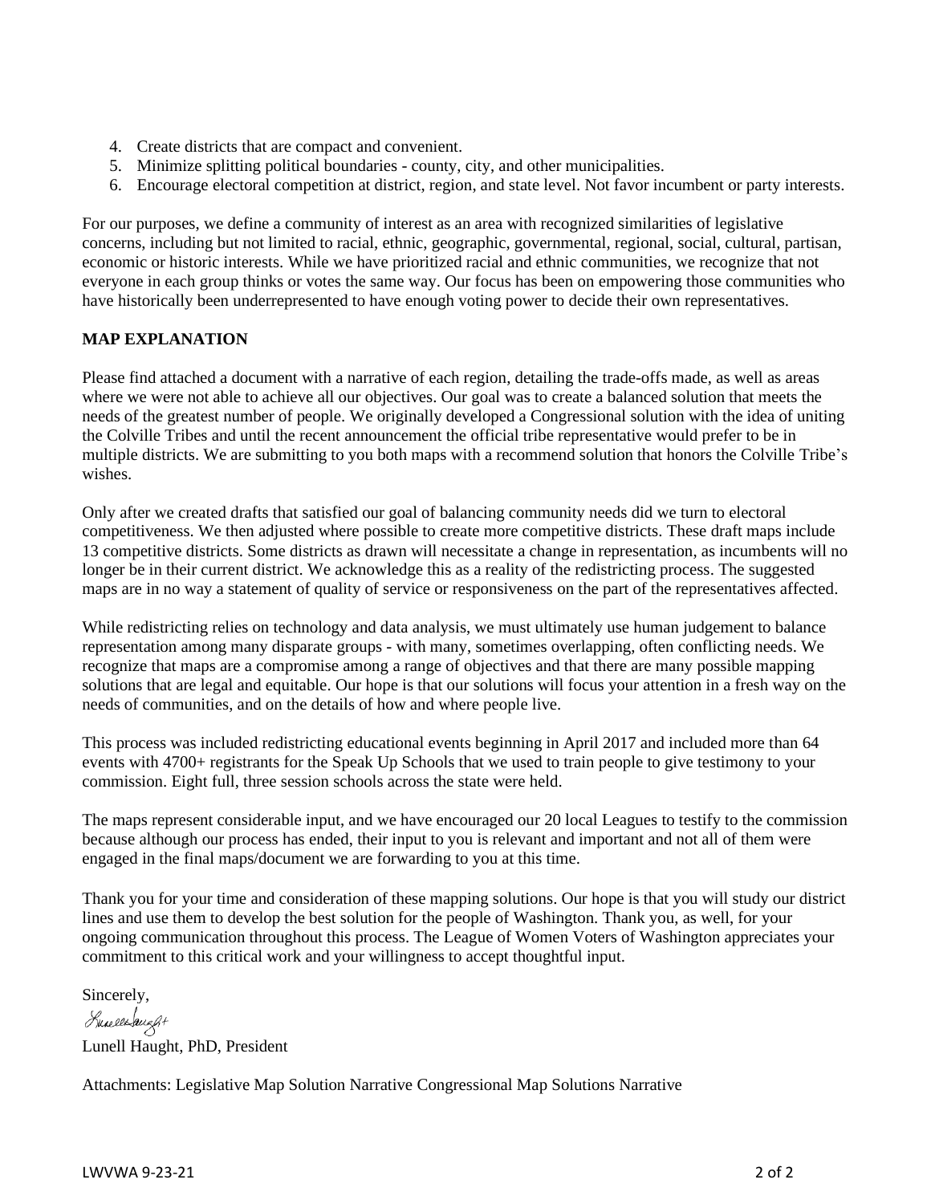4. Create districts that are compact and convenient.
5. Minimize splitting political boundaries - county, city, and other municipalities.
6. Encourage electoral competition at district, region, and state level. Not favor incumbent or party interests.

For our purposes, we define a community of interest as an area with recognized similarities of legislative concerns, including but not limited to racial, ethnic, geographic, governmental, regional, social, cultural, partisan, economic or historic interests. While we have prioritized racial and ethnic communities, we recognize that not everyone in each group thinks or votes the same way. Our focus has been on empowering those communities who have historically been underrepresented to have enough voting power to decide their own representatives.

**MAP EXPLANATION**

Please find attached a document with a narrative of each region, detailing the trade-offs made, as well as areas where we were not able to achieve all our objectives. Our goal was to create a balanced solution that meets the needs of the greatest number of people. We originally developed a Congressional solution with the idea of uniting the Colville Tribes and until the recent announcement the official tribe representative would prefer to be in multiple districts. We are submitting to you both maps with a recommend solution that honors the Colville Tribe's wishes.

Only after we created drafts that satisfied our goal of balancing community needs did we turn to electoral competitiveness. We then adjusted where possible to create more competitive districts. These draft maps include 13 competitive districts. Some districts as drawn will necessitate a change in representation, as incumbents will no longer be in their current district. We acknowledge this as a reality of the redistricting process. The suggested maps are in no way a statement of quality of service or responsiveness on the part of the representatives affected.

While redistricting relies on technology and data analysis, we must ultimately use human judgement to balance representation among many disparate groups - with many, sometimes overlapping, often conflicting needs. We recognize that maps are a compromise among a range of objectives and that there are many possible mapping solutions that are legal and equitable. Our hope is that our solutions will focus your attention in a fresh way on the needs of communities, and on the details of how and where people live.

This process was included redistricting educational events beginning in April 2017 and included more than 64 events with 4700+ registrants for the Speak Up Schools that we used to train people to give testimony to your commission. Eight full, three session schools across the state were held.

The maps represent considerable input, and we have encouraged our 20 local Leagues to testify to the commission because although our process has ended, their input to you is relevant and important and not all of them were engaged in the final maps/document we are forwarding to you at this time.

Thank you for your time and consideration of these mapping solutions. Our hope is that you will study our district lines and use them to develop the best solution for the people of Washington. Thank you, as well, for your ongoing communication throughout this process. The League of Women Voters of Washington appreciates your commitment to this critical work and your willingness to accept thoughtful input.

Sincerely,

Lunell Haught, PhD, President

Attachments: Legislative Map Solution Narrative Congressional Map Solutions Narrative

LWVWA 9-23-21